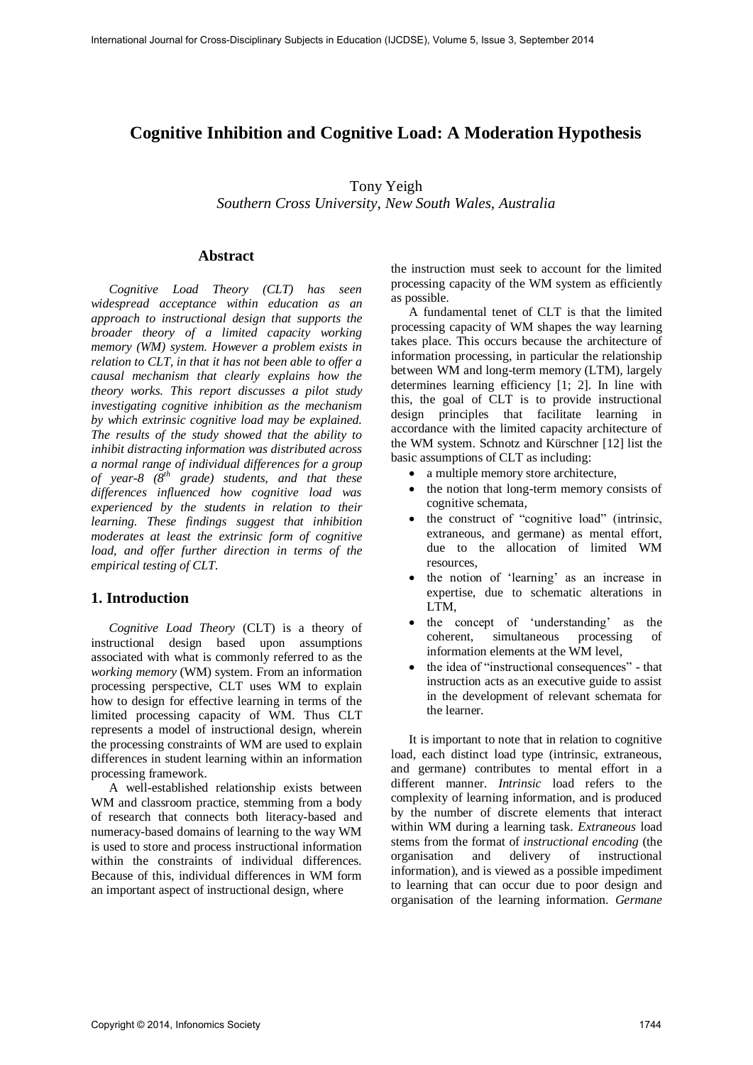# Cognitive Inhibition and Cognitive Load: A Moderation Hypothesis

Tony Yeigh
*Southern Cross University, New South Wales, Australia*

## Abstract

*Cognitive Load Theory (CLT) has seen widespread acceptance within education as an approach to instructional design that supports the broader theory of a limited capacity working memory (WM) system. However a problem exists in relation to CLT, in that it has not been able to offer a causal mechanism that clearly explains how the theory works. This report discusses a pilot study investigating cognitive inhibition as the mechanism by which extrinsic cognitive load may be explained. The results of the study showed that the ability to inhibit distracting information was distributed across a normal range of individual differences for a group of year-8 (8th grade) students, and that these differences influenced how cognitive load was experienced by the students in relation to their learning. These findings suggest that inhibition moderates at least the extrinsic form of cognitive load, and offer further direction in terms of the empirical testing of CLT.*

## 1. Introduction

*Cognitive Load Theory* (CLT) is a theory of instructional design based upon assumptions associated with what is commonly referred to as the *working memory* (WM) system. From an information processing perspective, CLT uses WM to explain how to design for effective learning in terms of the limited processing capacity of WM. Thus CLT represents a model of instructional design, wherein the processing constraints of WM are used to explain differences in student learning within an information processing framework.

A well-established relationship exists between WM and classroom practice, stemming from a body of research that connects both literacy-based and numeracy-based domains of learning to the way WM is used to store and process instructional information within the constraints of individual differences. Because of this, individual differences in WM form an important aspect of instructional design, where the instruction must seek to account for the limited processing capacity of the WM system as efficiently as possible.

A fundamental tenet of CLT is that the limited processing capacity of WM shapes the way learning takes place. This occurs because the architecture of information processing, in particular the relationship between WM and long-term memory (LTM), largely determines learning efficiency [1; 2]. In line with this, the goal of CLT is to provide instructional design principles that facilitate learning in accordance with the limited capacity architecture of the WM system. Schnotz and Kürschner [12] list the basic assumptions of CLT as including:

- a multiple memory store architecture,
- the notion that long-term memory consists of cognitive schemata,
- the construct of "cognitive load" (intrinsic, extraneous, and germane) as mental effort, due to the allocation of limited WM resources,
- the notion of 'learning' as an increase in expertise, due to schematic alterations in LTM,
- the concept of 'understanding' as the coherent, simultaneous processing of information elements at the WM level,
- the idea of "instructional consequences" - that instruction acts as an executive guide to assist in the development of relevant schemata for the learner.

It is important to note that in relation to cognitive load, each distinct load type (intrinsic, extraneous, and germane) contributes to mental effort in a different manner. *Intrinsic* load refers to the complexity of learning information, and is produced by the number of discrete elements that interact within WM during a learning task. *Extraneous* load stems from the format of *instructional encoding* (the organisation and delivery of instructional information), and is viewed as a possible impediment to learning that can occur due to poor design and organisation of the learning information. *Germane*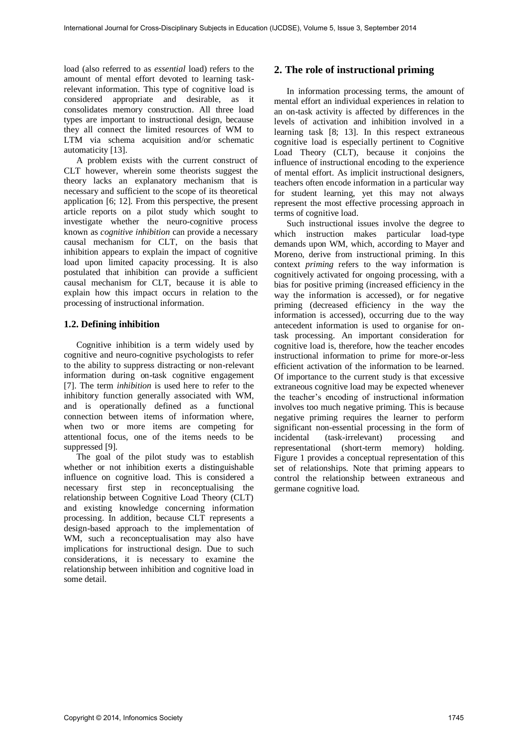load (also referred to as *essential* load) refers to the amount of mental effort devoted to learning task-relevant information. This type of cognitive load is considered appropriate and desirable, as it consolidates memory construction. All three load types are important to instructional design, because they all connect the limited resources of WM to LTM via schema acquisition and/or schematic automaticity [13].

A problem exists with the current construct of CLT however, wherein some theorists suggest the theory lacks an explanatory mechanism that is necessary and sufficient to the scope of its theoretical application [6; 12]. From this perspective, the present article reports on a pilot study which sought to investigate whether the neuro-cognitive process known as *cognitive inhibition* can provide a necessary causal mechanism for CLT, on the basis that inhibition appears to explain the impact of cognitive load upon limited capacity processing. It is also postulated that inhibition can provide a sufficient causal mechanism for CLT, because it is able to explain how this impact occurs in relation to the processing of instructional information.

### 1.2. Defining inhibition

Cognitive inhibition is a term widely used by cognitive and neuro-cognitive psychologists to refer to the ability to suppress distracting or non-relevant information during on-task cognitive engagement [7]. The term *inhibition* is used here to refer to the inhibitory function generally associated with WM, and is operationally defined as a functional connection between items of information where, when two or more items are competing for attentional focus, one of the items needs to be suppressed [9].

The goal of the pilot study was to establish whether or not inhibition exerts a distinguishable influence on cognitive load. This is considered a necessary first step in reconceptualising the relationship between Cognitive Load Theory (CLT) and existing knowledge concerning information processing. In addition, because CLT represents a design-based approach to the implementation of WM, such a reconceptualisation may also have implications for instructional design. Due to such considerations, it is necessary to examine the relationship between inhibition and cognitive load in some detail.

## 2. The role of instructional priming

In information processing terms, the amount of mental effort an individual experiences in relation to an on-task activity is affected by differences in the levels of activation and inhibition involved in a learning task [8; 13]. In this respect extraneous cognitive load is especially pertinent to Cognitive Load Theory (CLT), because it conjoins the influence of instructional encoding to the experience of mental effort. As implicit instructional designers, teachers often encode information in a particular way for student learning, yet this may not always represent the most effective processing approach in terms of cognitive load.

Such instructional issues involve the degree to which instruction makes particular load-type demands upon WM, which, according to Mayer and Moreno, derive from instructional priming. In this context *priming* refers to the way information is cognitively activated for ongoing processing, with a bias for positive priming (increased efficiency in the way the information is accessed), or for negative priming (decreased efficiency in the way the information is accessed), occurring due to the way antecedent information is used to organise for on-task processing. An important consideration for cognitive load is, therefore, how the teacher encodes instructional information to prime for more-or-less efficient activation of the information to be learned. Of importance to the current study is that excessive extraneous cognitive load may be expected whenever the teacher's encoding of instructional information involves too much negative priming. This is because negative priming requires the learner to perform significant non-essential processing in the form of incidental (task-irrelevant) processing and representational (short-term memory) holding. Figure 1 provides a conceptual representation of this set of relationships. Note that priming appears to control the relationship between extraneous and germane cognitive load.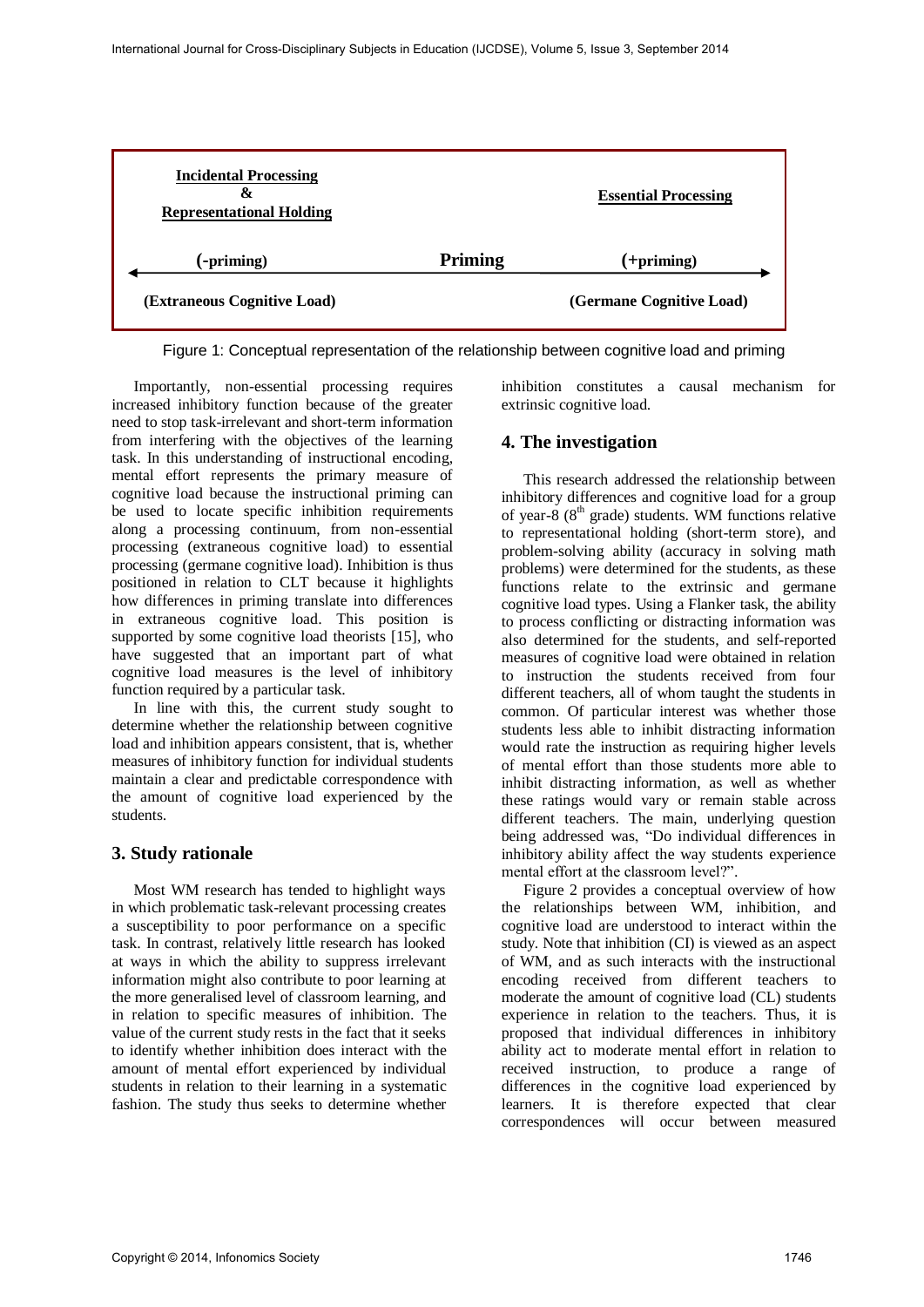| Incidental Processing & Representational Holding | | Essential Processing |
|---|---|---|
| (-priming) | Priming | (+priming) |
| (Extraneous Cognitive Load) | | (Germane Cognitive Load) |

Figure 1: Conceptual representation of the relationship between cognitive load and priming

Importantly, non-essential processing requires increased inhibitory function because of the greater need to stop task-irrelevant and short-term information from interfering with the objectives of the learning task. In this understanding of instructional encoding, mental effort represents the primary measure of cognitive load because the instructional priming can be used to locate specific inhibition requirements along a processing continuum, from non-essential processing (extraneous cognitive load) to essential processing (germane cognitive load). Inhibition is thus positioned in relation to CLT because it highlights how differences in priming translate into differences in extraneous cognitive load. This position is supported by some cognitive load theorists [15], who have suggested that an important part of what cognitive load measures is the level of inhibitory function required by a particular task.

In line with this, the current study sought to determine whether the relationship between cognitive load and inhibition appears consistent, that is, whether measures of inhibitory function for individual students maintain a clear and predictable correspondence with the amount of cognitive load experienced by the students.

## 3. Study rationale

Most WM research has tended to highlight ways in which problematic task-relevant processing creates a susceptibility to poor performance on a specific task. In contrast, relatively little research has looked at ways in which the ability to suppress irrelevant information might also contribute to poor learning at the more generalised level of classroom learning, and in relation to specific measures of inhibition. The value of the current study rests in the fact that it seeks to identify whether inhibition does interact with the amount of mental effort experienced by individual students in relation to their learning in a systematic fashion. The study thus seeks to determine whether inhibition constitutes a causal mechanism for extrinsic cognitive load.

## 4. The investigation

This research addressed the relationship between inhibitory differences and cognitive load for a group of year-8 (8th grade) students. WM functions relative to representational holding (short-term store), and problem-solving ability (accuracy in solving math problems) were determined for the students, as these functions relate to the extrinsic and germane cognitive load types. Using a Flanker task, the ability to process conflicting or distracting information was also determined for the students, and self-reported measures of cognitive load were obtained in relation to instruction the students received from four different teachers, all of whom taught the students in common. Of particular interest was whether those students less able to inhibit distracting information would rate the instruction as requiring higher levels of mental effort than those students more able to inhibit distracting information, as well as whether these ratings would vary or remain stable across different teachers. The main, underlying question being addressed was, "Do individual differences in inhibitory ability affect the way students experience mental effort at the classroom level?".

Figure 2 provides a conceptual overview of how the relationships between WM, inhibition, and cognitive load are understood to interact within the study. Note that inhibition (CI) is viewed as an aspect of WM, and as such interacts with the instructional encoding received from different teachers to moderate the amount of cognitive load (CL) students experience in relation to the teachers. Thus, it is proposed that individual differences in inhibitory ability act to moderate mental effort in relation to received instruction, to produce a range of differences in the cognitive load experienced by learners. It is therefore expected that clear correspondences will occur between measured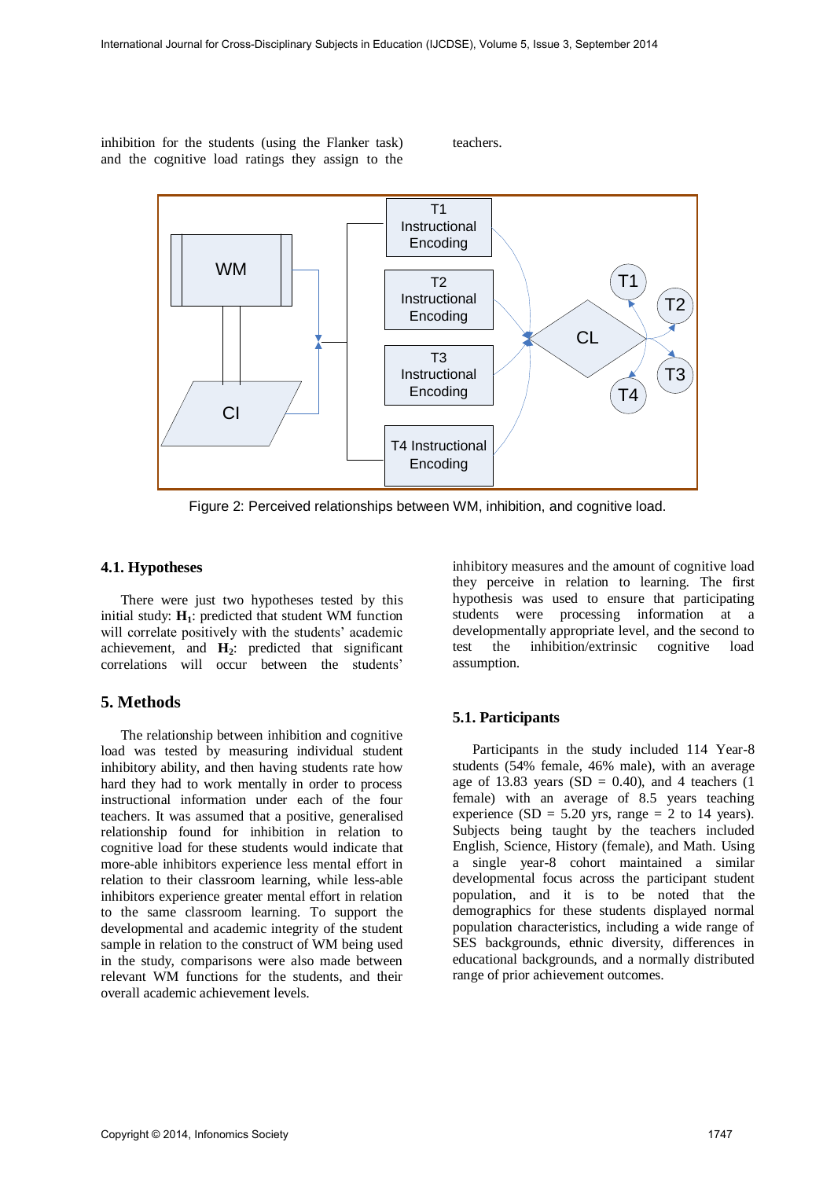inhibition for the students (using the Flanker task) and the cognitive load ratings they assign to the teachers.

Figure 2: Perceived relationships between WM, inhibition, and cognitive load.

### 4.1. Hypotheses

There were just two hypotheses tested by this initial study: **H$_1$**: predicted that student WM function will correlate positively with the students' academic achievement, and **H$_2$**: predicted that significant correlations will occur between the students' inhibitory measures and the amount of cognitive load they perceive in relation to learning. The first hypothesis was used to ensure that participating students were processing information at a developmentally appropriate level, and the second to test the inhibition/extrinsic cognitive load assumption.

## 5. Methods

The relationship between inhibition and cognitive load was tested by measuring individual student inhibitory ability, and then having students rate how hard they had to work mentally in order to process instructional information under each of the four teachers. It was assumed that a positive, generalised relationship found for inhibition in relation to cognitive load for these students would indicate that more-able inhibitors experience less mental effort in relation to their classroom learning, while less-able inhibitors experience greater mental effort in relation to the same classroom learning. To support the developmental and academic integrity of the student sample in relation to the construct of WM being used in the study, comparisons were also made between relevant WM functions for the students, and their overall academic achievement levels.

### 5.1. Participants

Participants in the study included 114 Year-8 students (54% female, 46% male), with an average age of 13.83 years (SD = 0.40), and 4 teachers (1 female) with an average of 8.5 years teaching experience (SD = 5.20 yrs, range = 2 to 14 years). Subjects being taught by the teachers included English, Science, History (female), and Math. Using a single year-8 cohort maintained a similar developmental focus across the participant student population, and it is to be noted that the demographics for these students displayed normal population characteristics, including a wide range of SES backgrounds, ethnic diversity, differences in educational backgrounds, and a normally distributed range of prior achievement outcomes.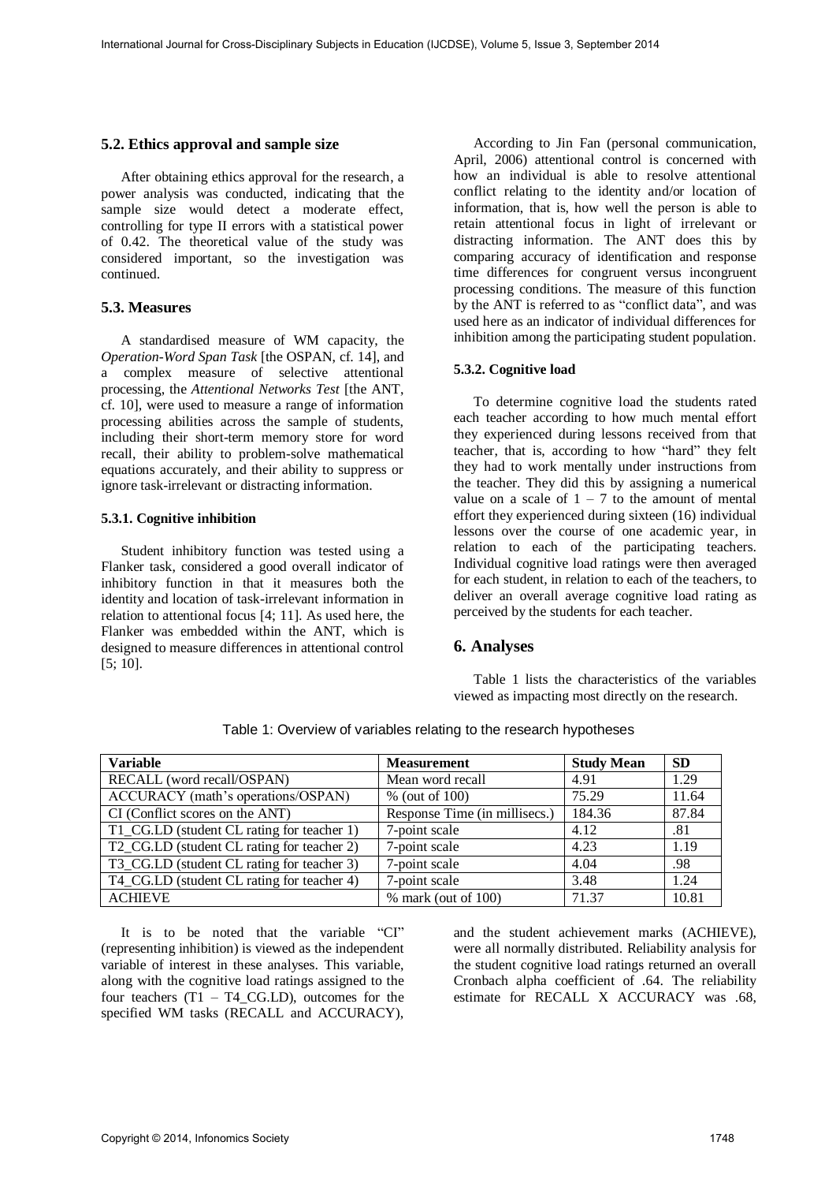### 5.2. Ethics approval and sample size

After obtaining ethics approval for the research, a power analysis was conducted, indicating that the sample size would detect a moderate effect, controlling for type II errors with a statistical power of 0.42. The theoretical value of the study was considered important, so the investigation was continued.

### 5.3. Measures

A standardised measure of WM capacity, the *Operation-Word Span Task* [the OSPAN, cf. 14], and a complex measure of selective attentional processing, the *Attentional Networks Test* [the ANT, cf. 10], were used to measure a range of information processing abilities across the sample of students, including their short-term memory store for word recall, their ability to problem-solve mathematical equations accurately, and their ability to suppress or ignore task-irrelevant or distracting information.

#### 5.3.1. Cognitive inhibition

Student inhibitory function was tested using a Flanker task, considered a good overall indicator of inhibitory function in that it measures both the identity and location of task-irrelevant information in relation to attentional focus [4; 11]. As used here, the Flanker was embedded within the ANT, which is designed to measure differences in attentional control [5; 10].

According to Jin Fan (personal communication, April, 2006) attentional control is concerned with how an individual is able to resolve attentional conflict relating to the identity and/or location of information, that is, how well the person is able to retain attentional focus in light of irrelevant or distracting information. The ANT does this by comparing accuracy of identification and response time differences for congruent versus incongruent processing conditions. The measure of this function by the ANT is referred to as "conflict data", and was used here as an indicator of individual differences for inhibition among the participating student population.

#### 5.3.2. Cognitive load

To determine cognitive load the students rated each teacher according to how much mental effort they experienced during lessons received from that teacher, that is, according to how "hard" they felt they had to work mentally under instructions from the teacher. They did this by assigning a numerical value on a scale of 1 – 7 to the amount of mental effort they experienced during sixteen (16) individual lessons over the course of one academic year, in relation to each of the participating teachers. Individual cognitive load ratings were then averaged for each student, in relation to each of the teachers, to deliver an overall average cognitive load rating as perceived by the students for each teacher.

## 6. Analyses

Table 1 lists the characteristics of the variables viewed as impacting most directly on the research.

Table 1: Overview of variables relating to the research hypotheses

| Variable | Measurement | Study Mean | SD |
|---|---|---|---|
| RECALL (word recall/OSPAN) | Mean word recall | 4.91 | 1.29 |
| ACCURACY (math's operations/OSPAN) | % (out of 100) | 75.29 | 11.64 |
| CI (Conflict scores on the ANT) | Response Time (in millisecs.) | 184.36 | 87.84 |
| T1_CG.LD (student CL rating for teacher 1) | 7-point scale | 4.12 | .81 |
| T2_CG.LD (student CL rating for teacher 2) | 7-point scale | 4.23 | 1.19 |
| T3_CG.LD (student CL rating for teacher 3) | 7-point scale | 4.04 | .98 |
| T4_CG.LD (student CL rating for teacher 4) | 7-point scale | 3.48 | 1.24 |
| ACHIEVE | % mark (out of 100) | 71.37 | 10.81 |

It is to be noted that the variable "CI" (representing inhibition) is viewed as the independent variable of interest in these analyses. This variable, along with the cognitive load ratings assigned to the four teachers (T1 – T4_CG.LD), outcomes for the specified WM tasks (RECALL and ACCURACY), and the student achievement marks (ACHIEVE), were all normally distributed. Reliability analysis for the student cognitive load ratings returned an overall Cronbach alpha coefficient of .64. The reliability estimate for RECALL X ACCURACY was .68,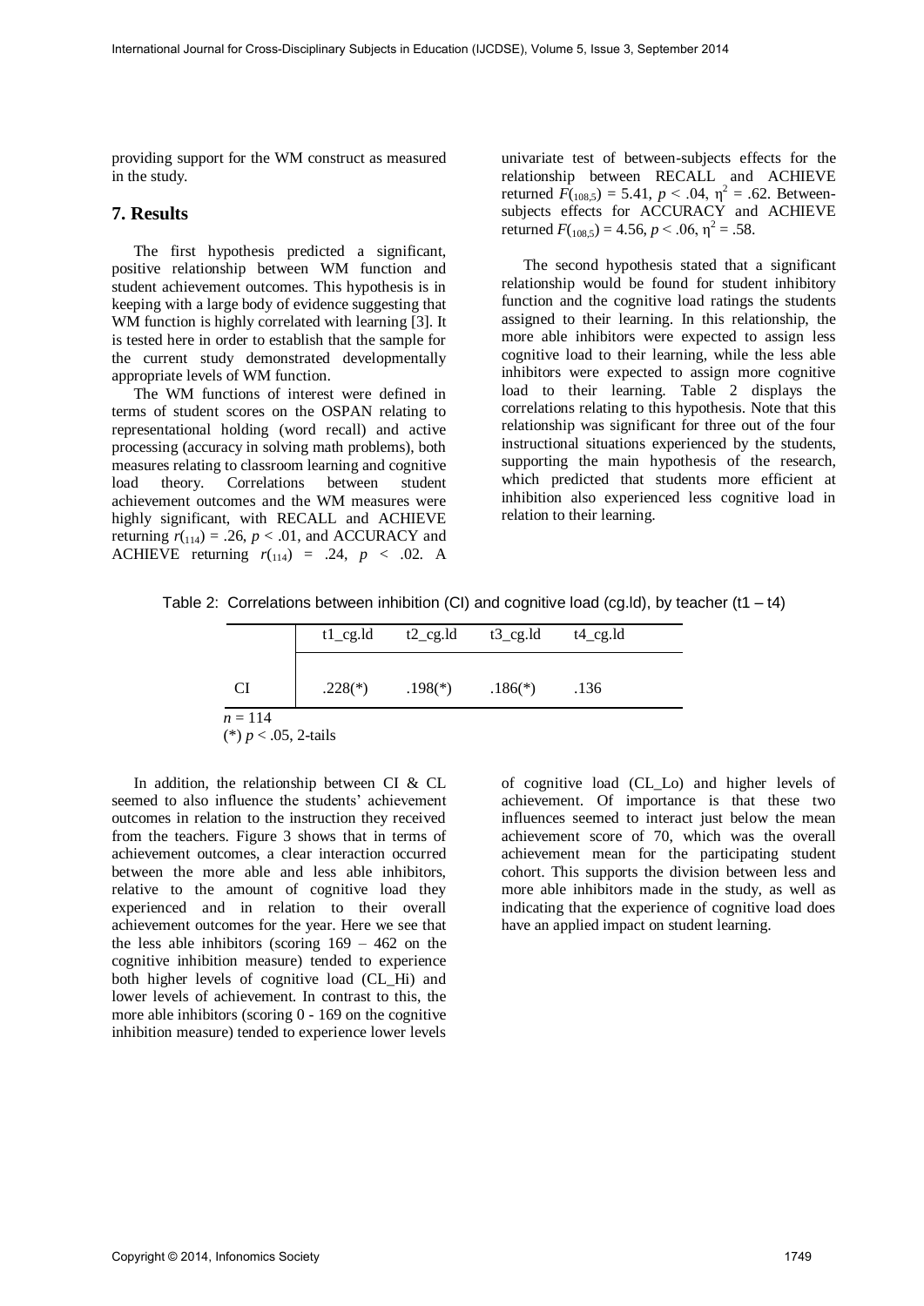providing support for the WM construct as measured in the study.

## 7. Results

The first hypothesis predicted a significant, positive relationship between WM function and student achievement outcomes. This hypothesis is in keeping with a large body of evidence suggesting that WM function is highly correlated with learning [3]. It is tested here in order to establish that the sample for the current study demonstrated developmentally appropriate levels of WM function.

The WM functions of interest were defined in terms of student scores on the OSPAN relating to representational holding (word recall) and active processing (accuracy in solving math problems), both measures relating to classroom learning and cognitive load theory. Correlations between student achievement outcomes and the WM measures were highly significant, with RECALL and ACHIEVE returning $r_{(114)} = .26$, $p < .01$, and ACCURACY and ACHIEVE returning $r_{(114)} = .24$, $p < .02$. A univariate test of between-subjects effects for the relationship between RECALL and ACHIEVE returned $F_{(108,5)} = 5.41$, $p < .04$, $\eta^2 = .62$. Between-subjects effects for ACCURACY and ACHIEVE returned $F_{(108,5)} = 4.56$, $p < .06$, $\eta^2 = .58$.

The second hypothesis stated that a significant relationship would be found for student inhibitory function and the cognitive load ratings the students assigned to their learning. In this relationship, the more able inhibitors were expected to assign less cognitive load to their learning, while the less able inhibitors were expected to assign more cognitive load to their learning. Table 2 displays the correlations relating to this hypothesis. Note that this relationship was significant for three out of the four instructional situations experienced by the students, supporting the main hypothesis of the research, which predicted that students more efficient at inhibition also experienced less cognitive load in relation to their learning.

Table 2: Correlations between inhibition (CI) and cognitive load (cg.ld), by teacher (t1 – t4)

| | t1_cg.ld | t2_cg.ld | t3_cg.ld | t4_cg.ld |
|---|---|---|---|---|
| CI | .228(*) | .198(*) | .186(*) | .136 |

$n = 114$
(*) $p < .05$, 2-tails

In addition, the relationship between CI & CL seemed to also influence the students' achievement outcomes in relation to the instruction they received from the teachers. Figure 3 shows that in terms of achievement outcomes, a clear interaction occurred between the more able and less able inhibitors, relative to the amount of cognitive load they experienced and in relation to their overall achievement outcomes for the year. Here we see that the less able inhibitors (scoring 169 – 462 on the cognitive inhibition measure) tended to experience both higher levels of cognitive load (CL_Hi) and lower levels of achievement. In contrast to this, the more able inhibitors (scoring 0 - 169 on the cognitive inhibition measure) tended to experience lower levels of cognitive load (CL_Lo) and higher levels of achievement. Of importance is that these two influences seemed to interact just below the mean achievement score of 70, which was the overall achievement mean for the participating student cohort. This supports the division between less and more able inhibitors made in the study, as well as indicating that the experience of cognitive load does have an applied impact on student learning.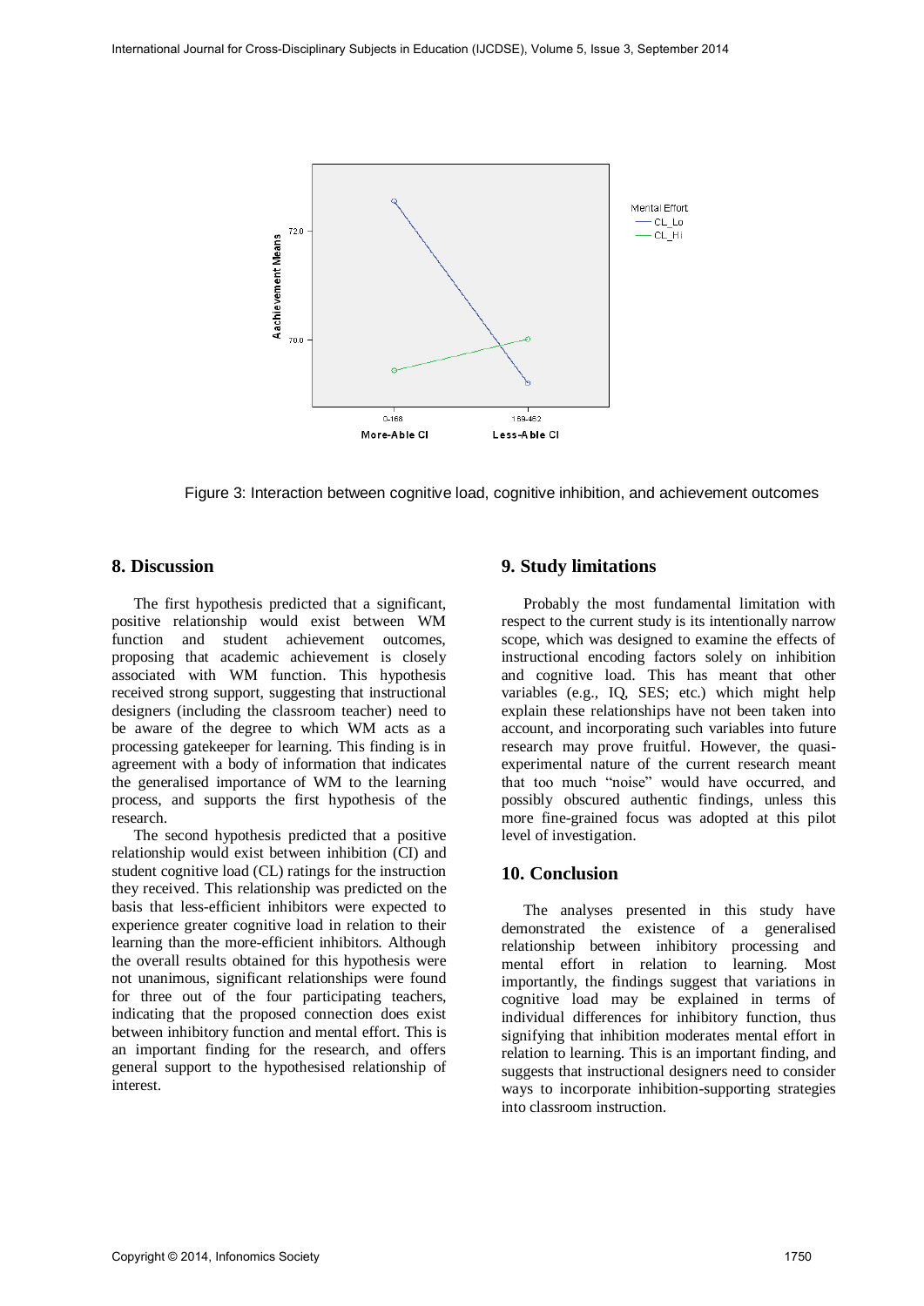Figure 3: Interaction between cognitive load, cognitive inhibition, and achievement outcomes

## 8. Discussion

The first hypothesis predicted that a significant, positive relationship would exist between WM function and student achievement outcomes, proposing that academic achievement is closely associated with WM function. This hypothesis received strong support, suggesting that instructional designers (including the classroom teacher) need to be aware of the degree to which WM acts as a processing gatekeeper for learning. This finding is in agreement with a body of information that indicates the generalised importance of WM to the learning process, and supports the first hypothesis of the research.

The second hypothesis predicted that a positive relationship would exist between inhibition (CI) and student cognitive load (CL) ratings for the instruction they received. This relationship was predicted on the basis that less-efficient inhibitors were expected to experience greater cognitive load in relation to their learning than the more-efficient inhibitors. Although the overall results obtained for this hypothesis were not unanimous, significant relationships were found for three out of the four participating teachers, indicating that the proposed connection does exist between inhibitory function and mental effort. This is an important finding for the research, and offers general support to the hypothesised relationship of interest.

## 9. Study limitations

Probably the most fundamental limitation with respect to the current study is its intentionally narrow scope, which was designed to examine the effects of instructional encoding factors solely on inhibition and cognitive load. This has meant that other variables (e.g., IQ, SES; etc.) which might help explain these relationships have not been taken into account, and incorporating such variables into future research may prove fruitful. However, the quasi-experimental nature of the current research meant that too much "noise" would have occurred, and possibly obscured authentic findings, unless this more fine-grained focus was adopted at this pilot level of investigation.

## 10. Conclusion

The analyses presented in this study have demonstrated the existence of a generalised relationship between inhibitory processing and mental effort in relation to learning. Most importantly, the findings suggest that variations in cognitive load may be explained in terms of individual differences for inhibitory function, thus signifying that inhibition moderates mental effort in relation to learning. This is an important finding, and suggests that instructional designers need to consider ways to incorporate inhibition-supporting strategies into classroom instruction.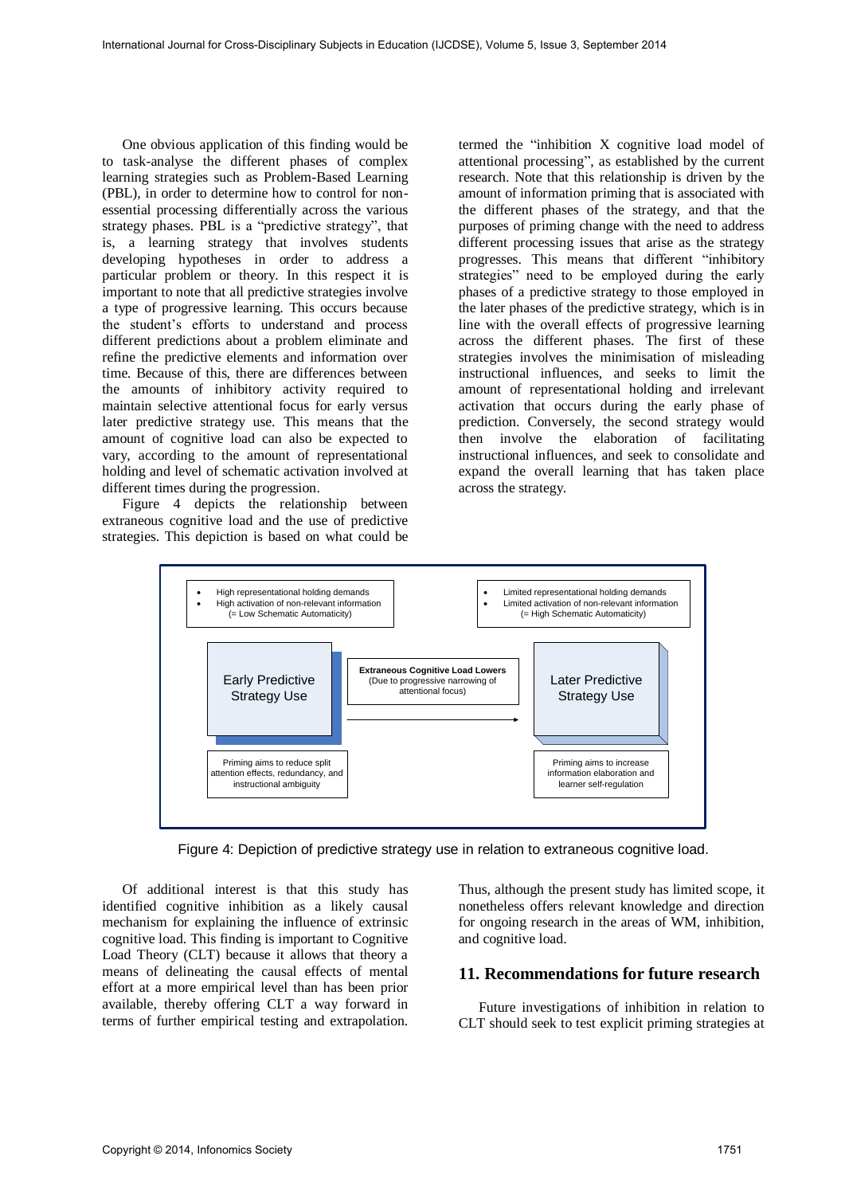One obvious application of this finding would be to task-analyse the different phases of complex learning strategies such as Problem-Based Learning (PBL), in order to determine how to control for non-essential processing differentially across the various strategy phases. PBL is a "predictive strategy", that is, a learning strategy that involves students developing hypotheses in order to address a particular problem or theory. In this respect it is important to note that all predictive strategies involve a type of progressive learning. This occurs because the student's efforts to understand and process different predictions about a problem eliminate and refine the predictive elements and information over time. Because of this, there are differences between the amounts of inhibitory activity required to maintain selective attentional focus for early versus later predictive strategy use. This means that the amount of cognitive load can also be expected to vary, according to the amount of representational holding and level of schematic activation involved at different times during the progression.

Figure 4 depicts the relationship between extraneous cognitive load and the use of predictive strategies. This depiction is based on what could be termed the "inhibition X cognitive load model of attentional processing", as established by the current research. Note that this relationship is driven by the amount of information priming that is associated with the different phases of the strategy, and that the purposes of priming change with the need to address different processing issues that arise as the strategy progresses. This means that different "inhibitory strategies" need to be employed during the early phases of a predictive strategy to those employed in the later phases of the predictive strategy, which is in line with the overall effects of progressive learning across the different phases. The first of these strategies involves the minimisation of misleading instructional influences, and seeks to limit the amount of representational holding and irrelevant activation that occurs during the early phase of prediction. Conversely, the second strategy would then involve the elaboration of facilitating instructional influences, and seek to consolidate and expand the overall learning that has taken place across the strategy.

- High representational holding demands
- High activation of non-relevant information (= Low Schematic Automaticity)

- Limited representational holding demands
- Limited activation of non-relevant information (= High Schematic Automaticity)

Early Predictive Strategy Use

**Extraneous Cognitive Load Lowers** (Due to progressive narrowing of attentional focus)

Later Predictive Strategy Use

Priming aims to reduce split attention effects, redundancy, and instructional ambiguity

Priming aims to increase information elaboration and learner self-regulation

Figure 4: Depiction of predictive strategy use in relation to extraneous cognitive load.

Of additional interest is that this study has identified cognitive inhibition as a likely causal mechanism for explaining the influence of extrinsic cognitive load. This finding is important to Cognitive Load Theory (CLT) because it allows that theory a means of delineating the causal effects of mental effort at a more empirical level than has been prior available, thereby offering CLT a way forward in terms of further empirical testing and extrapolation. Thus, although the present study has limited scope, it nonetheless offers relevant knowledge and direction for ongoing research in the areas of WM, inhibition, and cognitive load.

## 11. Recommendations for future research

Future investigations of inhibition in relation to CLT should seek to test explicit priming strategies at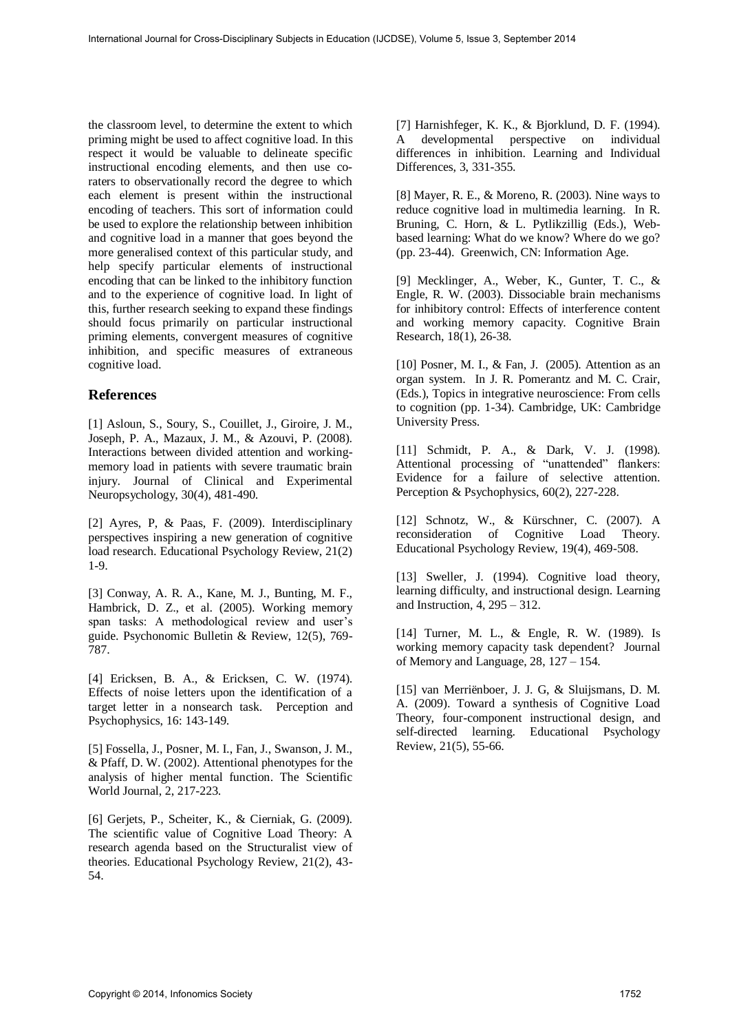the classroom level, to determine the extent to which priming might be used to affect cognitive load. In this respect it would be valuable to delineate specific instructional encoding elements, and then use co-raters to observationally record the degree to which each element is present within the instructional encoding of teachers. This sort of information could be used to explore the relationship between inhibition and cognitive load in a manner that goes beyond the more generalised context of this particular study, and help specify particular elements of instructional encoding that can be linked to the inhibitory function and to the experience of cognitive load. In light of this, further research seeking to expand these findings should focus primarily on particular instructional priming elements, convergent measures of cognitive inhibition, and specific measures of extraneous cognitive load.

## References

[1] Asloun, S., Soury, S., Couillet, J., Giroire, J. M., Joseph, P. A., Mazaux, J. M., & Azouvi, P. (2008). Interactions between divided attention and working-memory load in patients with severe traumatic brain injury. Journal of Clinical and Experimental Neuropsychology, 30(4), 481-490.

[2] Ayres, P, & Paas, F. (2009). Interdisciplinary perspectives inspiring a new generation of cognitive load research. Educational Psychology Review, 21(2) 1-9.

[3] Conway, A. R. A., Kane, M. J., Bunting, M. F., Hambrick, D. Z., et al. (2005). Working memory span tasks: A methodological review and user's guide. Psychonomic Bulletin & Review, 12(5), 769-787.

[4] Ericksen, B. A., & Ericksen, C. W. (1974). Effects of noise letters upon the identification of a target letter in a nonsearch task. Perception and Psychophysics, 16: 143-149.

[5] Fossella, J., Posner, M. I., Fan, J., Swanson, J. M., & Pfaff, D. W. (2002). Attentional phenotypes for the analysis of higher mental function. The Scientific World Journal, 2, 217-223.

[6] Gerjets, P., Scheiter, K., & Cierniak, G. (2009). The scientific value of Cognitive Load Theory: A research agenda based on the Structuralist view of theories. Educational Psychology Review, 21(2), 43-54.

[7] Harnishfeger, K. K., & Bjorklund, D. F. (1994). A developmental perspective on individual differences in inhibition. Learning and Individual Differences, 3, 331-355.

[8] Mayer, R. E., & Moreno, R. (2003). Nine ways to reduce cognitive load in multimedia learning. In R. Bruning, C. Horn, & L. Pytlikzillig (Eds.), Web-based learning: What do we know? Where do we go? (pp. 23-44). Greenwich, CN: Information Age.

[9] Mecklinger, A., Weber, K., Gunter, T. C., & Engle, R. W. (2003). Dissociable brain mechanisms for inhibitory control: Effects of interference content and working memory capacity. Cognitive Brain Research, 18(1), 26-38.

[10] Posner, M. I., & Fan, J. (2005). Attention as an organ system. In J. R. Pomerantz and M. C. Crair, (Eds.), Topics in integrative neuroscience: From cells to cognition (pp. 1-34). Cambridge, UK: Cambridge University Press.

[11] Schmidt, P. A., & Dark, V. J. (1998). Attentional processing of "unattended" flankers: Evidence for a failure of selective attention. Perception & Psychophysics, 60(2), 227-228.

[12] Schnotz, W., & Kürschner, C. (2007). A reconsideration of Cognitive Load Theory. Educational Psychology Review, 19(4), 469-508.

[13] Sweller, J. (1994). Cognitive load theory, learning difficulty, and instructional design. Learning and Instruction, 4, 295 – 312.

[14] Turner, M. L., & Engle, R. W. (1989). Is working memory capacity task dependent? Journal of Memory and Language, 28, 127 – 154.

[15] van Merriënboer, J. J. G, & Sluijsmans, D. M. A. (2009). Toward a synthesis of Cognitive Load Theory, four-component instructional design, and self-directed learning. Educational Psychology Review, 21(5), 55-66.